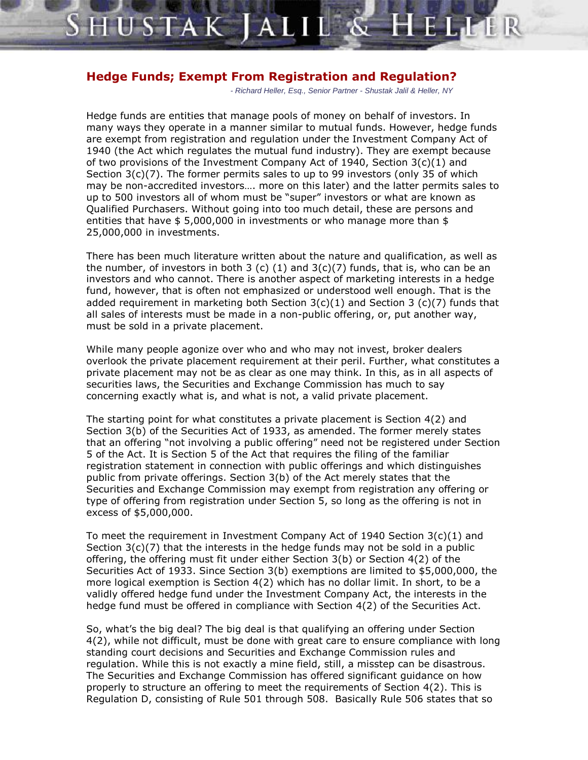# Hedge Funds; Exempt From Registration and Regulation?

*- Richard Heller, Esq., Senior Partner - Shustak Jalil & Heller, NY*

Hedge funds are entities that manage pools of money on behalf of investors. In many ways they operate in a manner similar to mutual funds. However, hedge funds are exempt from registration and regulation under the Investment Company Act of 1940 (the Act which regulates the mutual fund industry). They are exempt because of two provisions of the Investment Company Act of 1940, Section 3(c)(1) and Section 3(c)(7). The former permits sales to up to 99 investors (only 35 of which may be non-accredited investors…. more on this later) and the latter permits sales to up to 500 investors all of whom must be "super" investors or what are known as Qualified Purchasers. Without going into too much detail, these are persons and entities that have $ 5,000,000 in investments or who manage more than $ 25,000,000 in investments.

There has been much literature written about the nature and qualification, as well as the number, of investors in both 3 (c) (1) and 3(c)(7) funds, that is, who can be an investors and who cannot. There is another aspect of marketing interests in a hedge fund, however, that is often not emphasized or understood well enough. That is the added requirement in marketing both Section 3(c)(1) and Section 3 (c)(7) funds that all sales of interests must be made in a non-public offering, or, put another way, must be sold in a private placement.

While many people agonize over who and who may not invest, broker dealers overlook the private placement requirement at their peril. Further, what constitutes a private placement may not be as clear as one may think. In this, as in all aspects of securities laws, the Securities and Exchange Commission has much to say concerning exactly what is, and what is not, a valid private placement.

The starting point for what constitutes a private placement is Section 4(2) and Section 3(b) of the Securities Act of 1933, as amended. The former merely states that an offering "not involving a public offering" need not be registered under Section 5 of the Act. It is Section 5 of the Act that requires the filing of the familiar registration statement in connection with public offerings and which distinguishes public from private offerings. Section 3(b) of the Act merely states that the Securities and Exchange Commission may exempt from registration any offering or type of offering from registration under Section 5, so long as the offering is not in excess of $5,000,000.

To meet the requirement in Investment Company Act of 1940 Section 3(c)(1) and Section 3(c)(7) that the interests in the hedge funds may not be sold in a public offering, the offering must fit under either Section 3(b) or Section 4(2) of the Securities Act of 1933. Since Section 3(b) exemptions are limited to $5,000,000, the more logical exemption is Section 4(2) which has no dollar limit. In short, to be a validly offered hedge fund under the Investment Company Act, the interests in the hedge fund must be offered in compliance with Section 4(2) of the Securities Act.

So, what's the big deal? The big deal is that qualifying an offering under Section 4(2), while not difficult, must be done with great care to ensure compliance with long standing court decisions and Securities and Exchange Commission rules and regulation. While this is not exactly a mine field, still, a misstep can be disastrous. The Securities and Exchange Commission has offered significant guidance on how properly to structure an offering to meet the requirements of Section 4(2). This is Regulation D, consisting of Rule 501 through 508. Basically Rule 506 states that so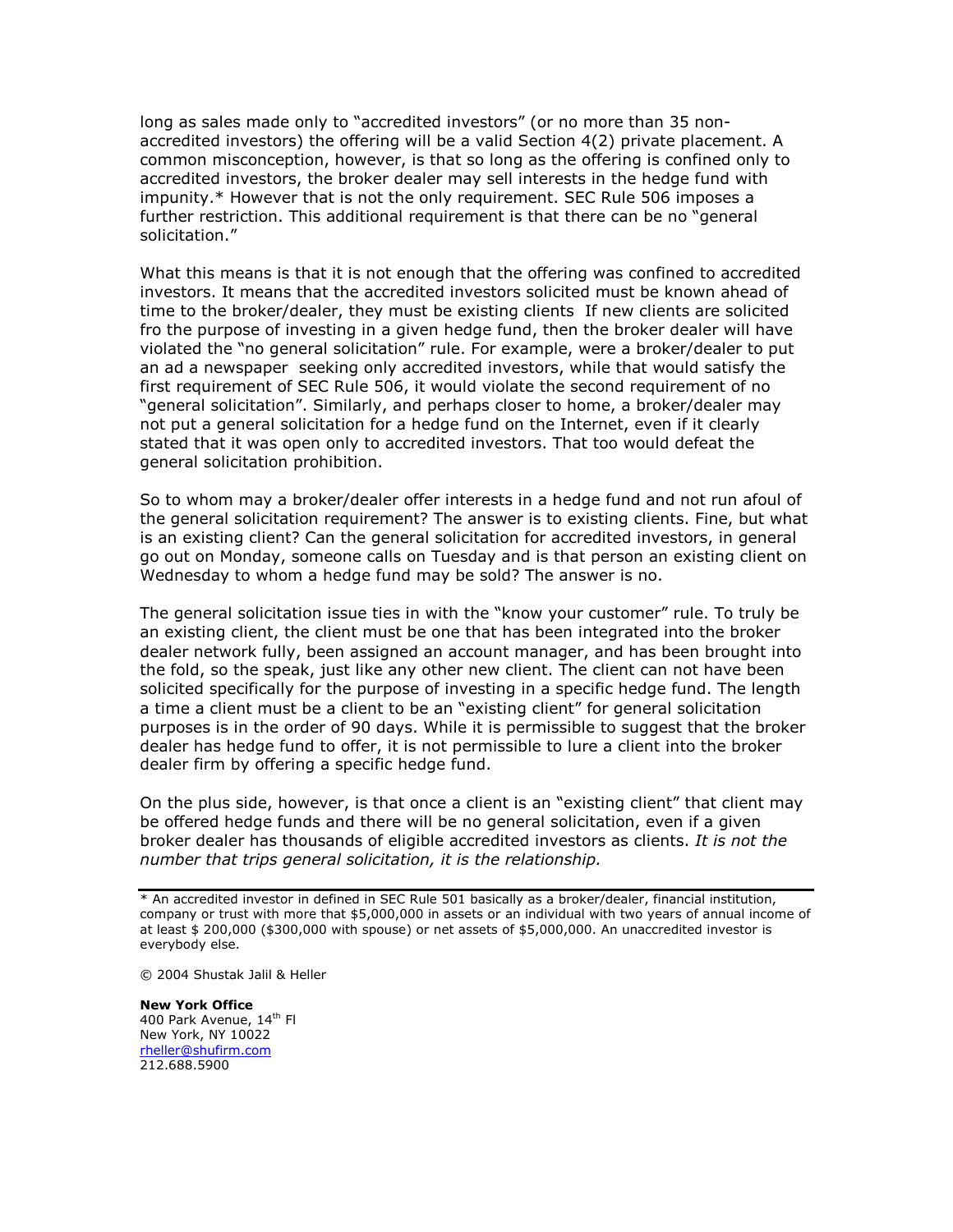long as sales made only to "accredited investors" (or no more than 35 non-accredited investors) the offering will be a valid Section 4(2) private placement. A common misconception, however, is that so long as the offering is confined only to accredited investors, the broker dealer may sell interests in the hedge fund with impunity.* However that is not the only requirement. SEC Rule 506 imposes a further restriction. This additional requirement is that there can be no "general solicitation."

What this means is that it is not enough that the offering was confined to accredited investors. It means that the accredited investors solicited must be known ahead of time to the broker/dealer, they must be existing clients  If new clients are solicited fro the purpose of investing in a given hedge fund, then the broker dealer will have violated the "no general solicitation" rule. For example, were a broker/dealer to put an ad a newspaper  seeking only accredited investors, while that would satisfy the first requirement of SEC Rule 506, it would violate the second requirement of no "general solicitation". Similarly, and perhaps closer to home, a broker/dealer may not put a general solicitation for a hedge fund on the Internet, even if it clearly stated that it was open only to accredited investors. That too would defeat the general solicitation prohibition.

So to whom may a broker/dealer offer interests in a hedge fund and not run afoul of the general solicitation requirement? The answer is to existing clients. Fine, but what is an existing client? Can the general solicitation for accredited investors, in general go out on Monday, someone calls on Tuesday and is that person an existing client on Wednesday to whom a hedge fund may be sold? The answer is no.

The general solicitation issue ties in with the "know your customer" rule. To truly be an existing client, the client must be one that has been integrated into the broker dealer network fully, been assigned an account manager, and has been brought into the fold, so the speak, just like any other new client. The client can not have been solicited specifically for the purpose of investing in a specific hedge fund. The length a time a client must be a client to be an "existing client" for general solicitation purposes is in the order of 90 days. While it is permissible to suggest that the broker dealer has hedge fund to offer, it is not permissible to lure a client into the broker dealer firm by offering a specific hedge fund.

On the plus side, however, is that once a client is an "existing client" that client may be offered hedge funds and there will be no general solicitation, even if a given broker dealer has thousands of eligible accredited investors as clients. *It is not the number that trips general solicitation, it is the relationship.*

---

* An accredited investor in defined in SEC Rule 501 basically as a broker/dealer, financial institution, company or trust with more that $5,000,000 in assets or an individual with two years of annual income of at least $ 200,000 ($300,000 with spouse) or net assets of $5,000,000. An unaccredited investor is everybody else.

© 2004 Shustak Jalil & Heller

**New York Office**
400 Park Avenue, 14th Fl
New York, NY 10022
rheller@shufirm.com
212.688.5900